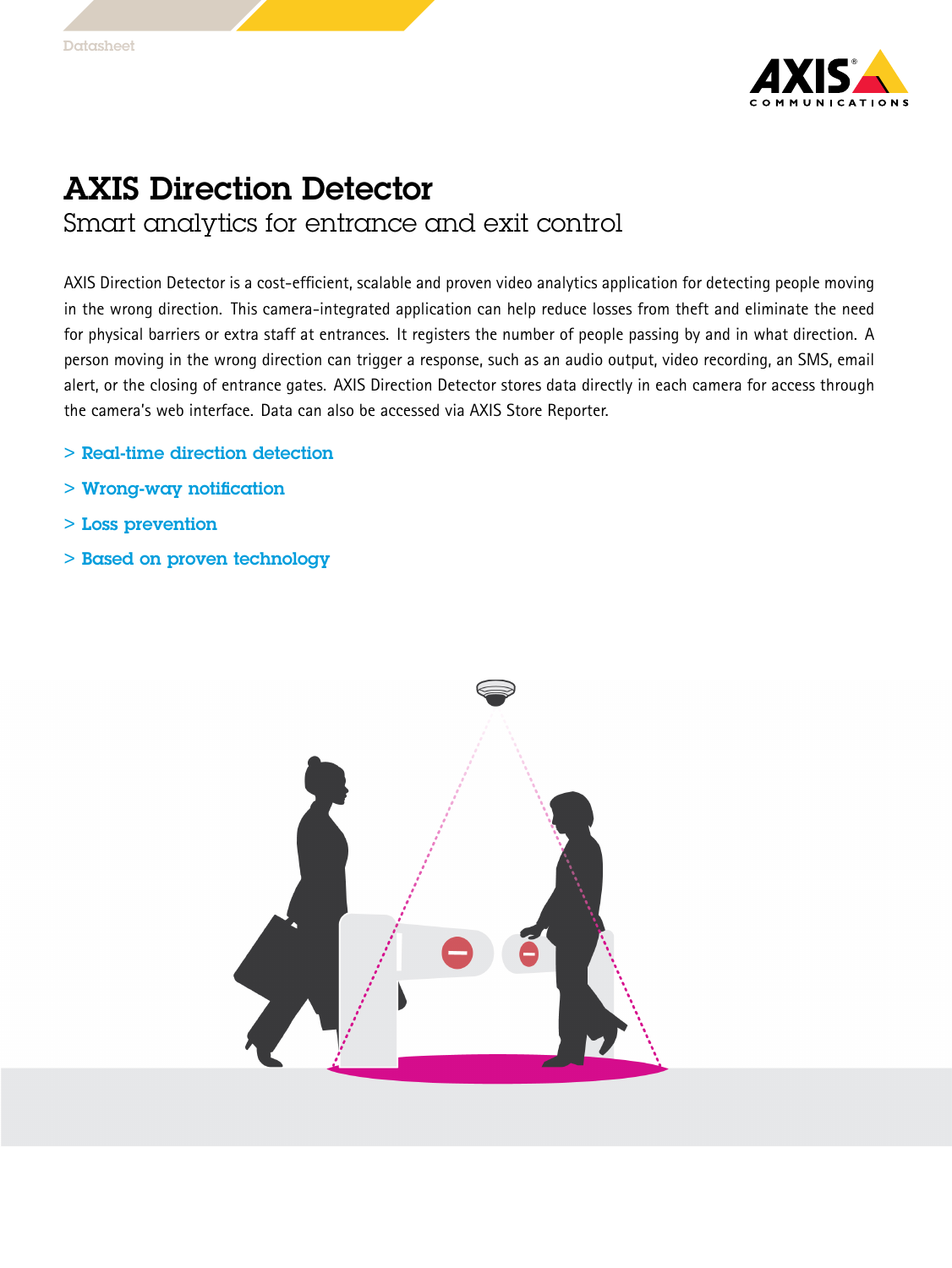# AXIS Direction Detector

## Smart analytics for entrance and exit control

AXIS Direction Detector is a cost-efficient, scalable and proven video analytics application for detecting people moving in the wrong direction. This camera-integrated application can help reduce losses from theft and eliminate the need for physical barriers or extra staff at entrances. It registers the number of people passing by and in what direction. A person moving in the wrong direction can trigger a response, such as an audio output, video recording, an SMS, email alert, or the closing of entrance gates. AXIS Direction Detector stores data directly in each camera for access through the camera's web interface. Data can also be accessed via AXIS Store Reporter.

> Real-time direction detection

> Wrong-way notification

> Loss prevention

> Based on proven technology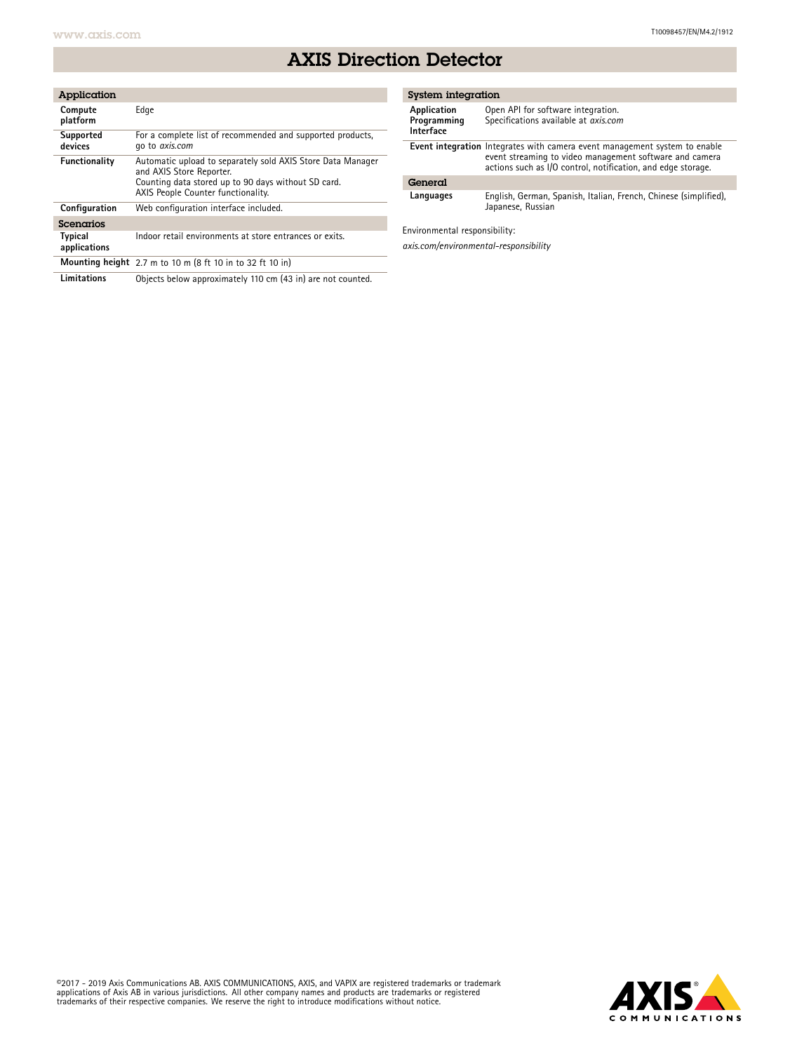# AXIS Direction Detector

## Application

| | |
|---|---|
| **Compute platform** | Edge |
| **Supported devices** | For a complete list of recommended and supported products, go to *axis.com* |
| **Functionality** | Automatic upload to separately sold AXIS Store Data Manager and AXIS Store Reporter.<br>Counting data stored up to 90 days without SD card.<br>AXIS People Counter functionality. |
| **Configuration** | Web configuration interface included. |

## Scenarios

| | |
|---|---|
| **Typical applications** | Indoor retail environments at store entrances or exits. |
| **Mounting height** | 2.7 m to 10 m (8 ft 10 in to 32 ft 10 in) |
| **Limitations** | Objects below approximately 110 cm (43 in) are not counted. |

## System integration

| | |
|---|---|
| **Application Programming Interface** | Open API for software integration.<br>Specifications available at *axis.com* |
| **Event integration** | Integrates with camera event management system to enable event streaming to video management software and camera actions such as I/O control, notification, and edge storage. |

## General

| | |
|---|---|
| **Languages** | English, German, Spanish, Italian, French, Chinese (simplified), Japanese, Russian |

Environmental responsibility:

*axis.com/environmental-responsibility*

©2017 - 2019 Axis Communications AB. AXIS COMMUNICATIONS, AXIS, and VAPIX are registered trademarks or trademark applications of Axis AB in various jurisdictions. All other company names and products are trademarks or registered trademarks of their respective companies. We reserve the right to introduce modifications without notice.